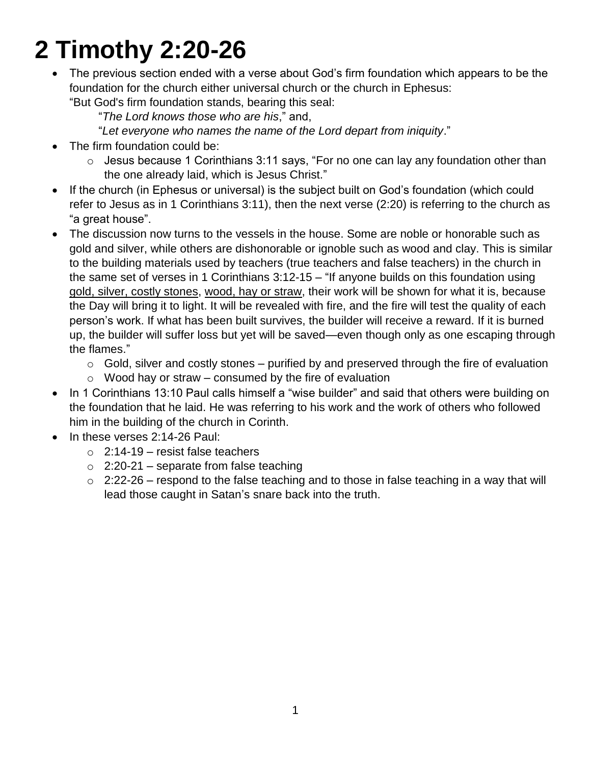# 2 Timothy 2:20-26

- The previous section ended with a verse about God's firm foundation which appears to be the foundation for the church either universal church or the church in Ephesus:
  "But God's firm foundation stands, bearing this seal:
  "*The Lord knows those who are his*," and,
  "*Let everyone who names the name of the Lord depart from iniquity*."
- The firm foundation could be:
  - Jesus because 1 Corinthians 3:11 says, "For no one can lay any foundation other than the one already laid, which is Jesus Christ."
- If the church (in Ephesus or universal) is the subject built on God's foundation (which could refer to Jesus as in 1 Corinthians 3:11), then the next verse (2:20) is referring to the church as "a great house".
- The discussion now turns to the vessels in the house. Some are noble or honorable such as gold and silver, while others are dishonorable or ignoble such as wood and clay. This is similar to the building materials used by teachers (true teachers and false teachers) in the church in the same set of verses in 1 Corinthians 3:12-15 – "If anyone builds on this foundation using <u>gold, silver, costly stones</u>, <u>wood, hay or straw</u>, their work will be shown for what it is, because the Day will bring it to light. It will be revealed with fire, and the fire will test the quality of each person's work. If what has been built survives, the builder will receive a reward. If it is burned up, the builder will suffer loss but yet will be saved—even though only as one escaping through the flames."
  - Gold, silver and costly stones – purified by and preserved through the fire of evaluation
  - Wood hay or straw – consumed by the fire of evaluation
- In 1 Corinthians 13:10 Paul calls himself a "wise builder" and said that others were building on the foundation that he laid. He was referring to his work and the work of others who followed him in the building of the church in Corinth.
- In these verses 2:14-26 Paul:
  - 2:14-19 – resist false teachers
  - 2:20-21 – separate from false teaching
  - 2:22-26 – respond to the false teaching and to those in false teaching in a way that will lead those caught in Satan's snare back into the truth.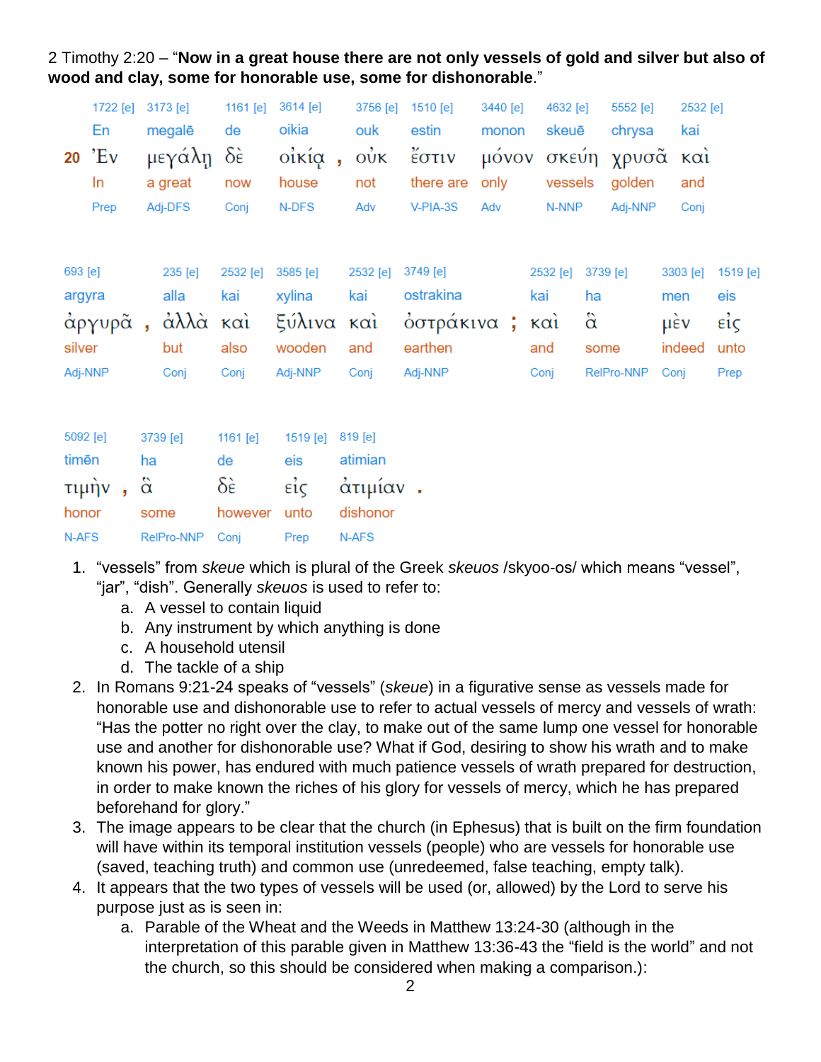2 Timothy 2:20 – "**Now in a great house there are not only vessels of gold and silver but also of wood and clay, some for honorable use, some for dishonorable**."

| | 1722 [e] | 3173 [e] | 1161 [e] | 3614 [e] | | 3756 [e] | 1510 [e] | 3440 [e] | 4632 [e] | 5552 [e] | 2532 [e] |
|---|---|---|---|---|---|---|---|---|---|---|---|
| | En | megalē | de | oikia | | ouk | estin | monon | skeuē | chrysa | kai |
| 20 | Ἐν | μεγάλῃ | δὲ | οἰκίᾳ | , | οὐκ | ἔστιν | μόνον | σκεύη | χρυσᾶ | καὶ |
| | In | a great | now | house | | not | there are | only | vessels | golden | and |
| | Prep | Adj-DFS | Conj | N-DFS | | Adv | V-PIA-3S | Adv | N-NNP | Adj-NNP | Conj |

| 693 [e] | | 235 [e] | 2532 [e] | 3585 [e] | 2532 [e] | 3749 [e] | | 2532 [e] | 3739 [e] | 3303 [e] | 1519 [e] |
|---|---|---|---|---|---|---|---|---|---|---|---|
| argyra | | alla | kai | xylina | kai | ostrakina | | kai | ha | men | eis |
| ἀργυρᾶ | , | ἀλλὰ | καὶ | ξύλινα | καὶ | ὀστράκινα | ; | καὶ | ἃ | μὲν | εἰς |
| silver | | but | also | wooden | and | earthen | | and | some | indeed | unto |
| Adj-NNP | | Conj | Conj | Adj-NNP | Conj | Adj-NNP | | Conj | RelPro-NNP | Conj | Prep |

| 5092 [e] | | 3739 [e] | 1161 [e] | 1519 [e] | 819 [e] | |
|---|---|---|---|---|---|---|
| timēn | | ha | de | eis | atimian | |
| τιμὴν | , | ἃ | δὲ | εἰς | ἀτιμίαν | . |
| honor | | some | however | unto | dishonor | |
| N-AFS | | RelPro-NNP | Conj | Prep | N-AFS | |

1. "vessels" from *skeue* which is plural of the Greek *skeuos* /skyoo-os/ which means "vessel", "jar", "dish". Generally *skeuos* is used to refer to:
   a. A vessel to contain liquid
   b. Any instrument by which anything is done
   c. A household utensil
   d. The tackle of a ship
2. In Romans 9:21-24 speaks of "vessels" (*skeue*) in a figurative sense as vessels made for honorable use and dishonorable use to refer to actual vessels of mercy and vessels of wrath: "Has the potter no right over the clay, to make out of the same lump one vessel for honorable use and another for dishonorable use? What if God, desiring to show his wrath and to make known his power, has endured with much patience vessels of wrath prepared for destruction, in order to make known the riches of his glory for vessels of mercy, which he has prepared beforehand for glory."
3. The image appears to be clear that the church (in Ephesus) that is built on the firm foundation will have within its temporal institution vessels (people) who are vessels for honorable use (saved, teaching truth) and common use (unredeemed, false teaching, empty talk).
4. It appears that the two types of vessels will be used (or, allowed) by the Lord to serve his purpose just as is seen in:
   a. Parable of the Wheat and the Weeds in Matthew 13:24-30 (although in the interpretation of this parable given in Matthew 13:36-43 the "field is the world" and not the church, so this should be considered when making a comparison.):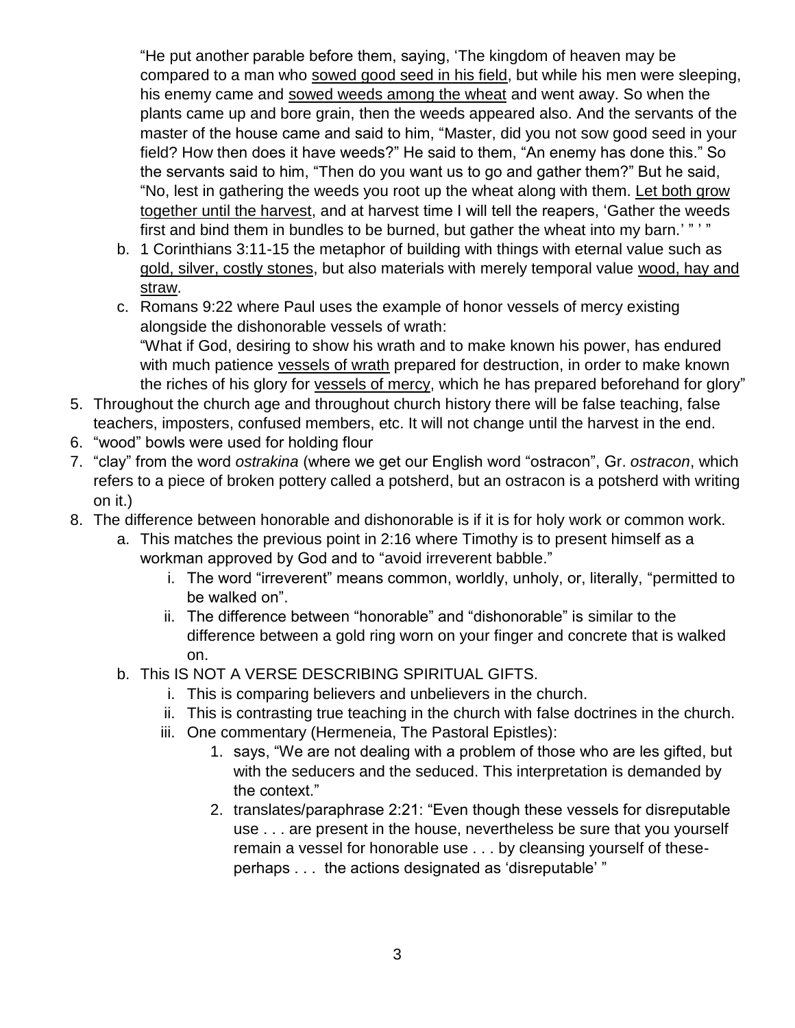"He put another parable before them, saying, 'The kingdom of heaven may be compared to a man who <u>sowed good seed in his field</u>, but while his men were sleeping, his enemy came and <u>sowed weeds among the wheat</u> and went away. So when the plants came up and bore grain, then the weeds appeared also. And the servants of the master of the house came and said to him, "Master, did you not sow good seed in your field? How then does it have weeds?" He said to them, "An enemy has done this." So the servants said to him, "Then do you want us to go and gather them?" But he said, "No, lest in gathering the weeds you root up the wheat along with them. <u>Let both grow together until the harvest</u>, and at harvest time I will tell the reapers, 'Gather the weeds first and bind them in bundles to be burned, but gather the wheat into my barn.' " ' "

   b. 1 Corinthians 3:11-15 the metaphor of building with things with eternal value such as <u>gold, silver, costly stones</u>, but also materials with merely temporal value <u>wood, hay and straw</u>.
   c. Romans 9:22 where Paul uses the example of honor vessels of mercy existing alongside the dishonorable vessels of wrath:
      "What if God, desiring to show his wrath and to make known his power, has endured with much patience <u>vessels of wrath</u> prepared for destruction, in order to make known the riches of his glory for <u>vessels of mercy</u>, which he has prepared beforehand for glory"

5. Throughout the church age and throughout church history there will be false teaching, false teachers, imposters, confused members, etc. It will not change until the harvest in the end.
6. "wood" bowls were used for holding flour
7. "clay" from the word *ostrakina* (where we get our English word "ostracon", Gr. *ostracon*, which refers to a piece of broken pottery called a potsherd, but an ostracon is a potsherd with writing on it.)
8. The difference between honorable and dishonorable is if it is for holy work or common work.
   a. This matches the previous point in 2:16 where Timothy is to present himself as a workman approved by God and to "avoid irreverent babble."
      i. The word "irreverent" means common, worldly, unholy, or, literally, "permitted to be walked on".
      ii. The difference between "honorable" and "dishonorable" is similar to the difference between a gold ring worn on your finger and concrete that is walked on.
   b. This IS NOT A VERSE DESCRIBING SPIRITUAL GIFTS.
      i. This is comparing believers and unbelievers in the church.
      ii. This is contrasting true teaching in the church with false doctrines in the church.
      iii. One commentary (Hermeneia, The Pastoral Epistles):
         1. says, "We are not dealing with a problem of those who are les gifted, but with the seducers and the seduced. This interpretation is demanded by the context."
         2. translates/paraphrase 2:21: "Even though these vessels for disreputable use . . . are present in the house, nevertheless be sure that you yourself remain a vessel for honorable use . . . by cleansing yourself of these- perhaps . . . the actions designated as 'disreputable' "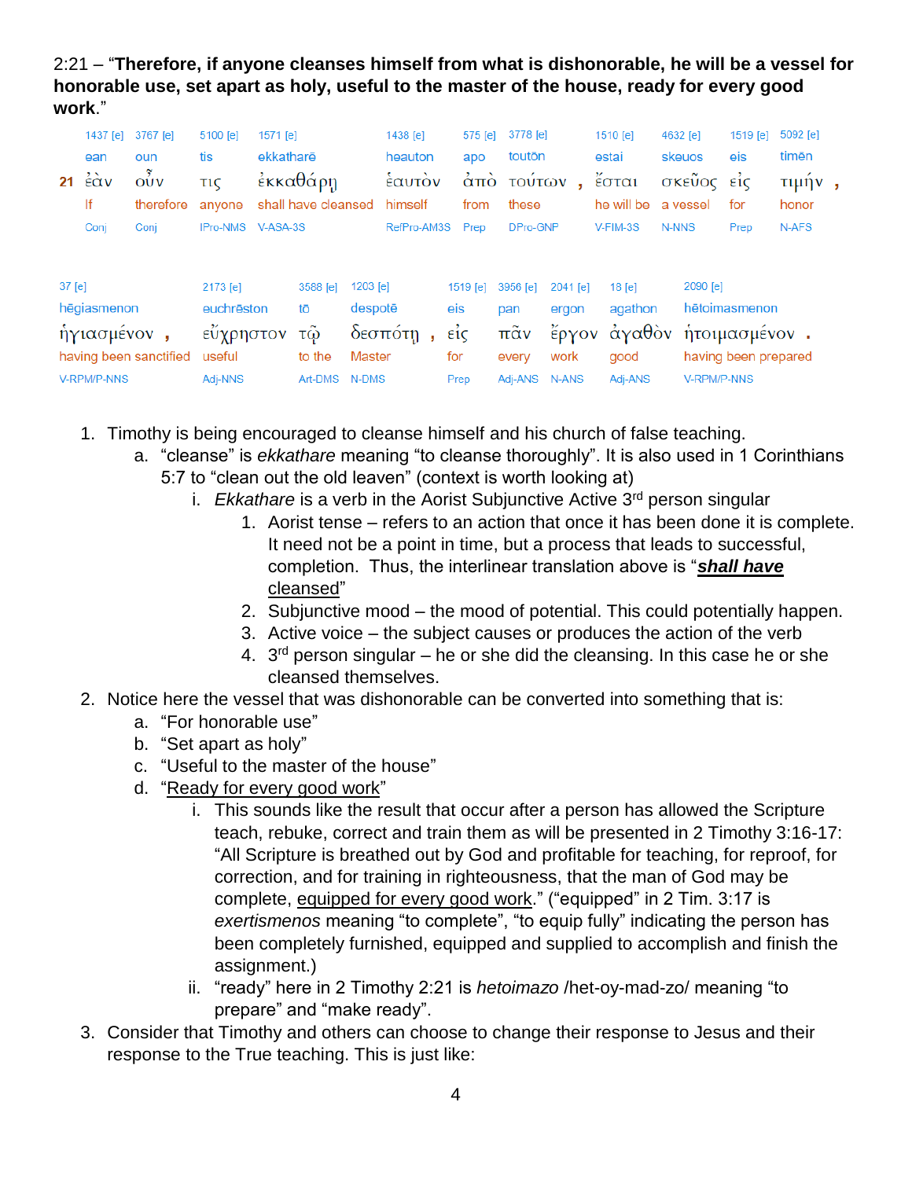2:21 – "**Therefore, if anyone cleanses himself from what is dishonorable, he will be a vessel for honorable use, set apart as holy, useful to the master of the house, ready for every good work**."

| | 1437 [e] | 3767 [e] | 5100 [e] | 1571 [e] | 1438 [e] | 575 [e] | 3778 [e] | 1510 [e] | 4632 [e] | 1519 [e] | 5092 [e] |
|---|---|---|---|---|---|---|---|---|---|---|---|
| | ean | oun | tis | ekkatharē | heauton | apo | toutōn | estai | skeuos | eis | timēn |
| **21** | ἐὰν | οὖν | τις | ἐκκαθάρῃ | ἑαυτὸν | ἀπὸ | τούτων , | ἔσται | σκεῦος | εἰς | τιμήν , |
| | If | therefore | anyone | shall have cleansed | himself | from | these | he will be | a vessel | for | honor |
| | Conj | Conj | IPro-NMS | V-ASA-3S | RefPro-AM3S | Prep | DPro-GNP | V-FIM-3S | N-NNS | Prep | N-AFS |

| 37 [e] | 2173 [e] | 3588 [e] | 1203 [e] | 1519 [e] | 3956 [e] | 2041 [e] | 18 [e] | 2090 [e] |
|---|---|---|---|---|---|---|---|---|
| hēgiasmenon | euchrēston | tō | despotē | eis | pan | ergon | agathon | hētoimasmenon |
| ἡγιασμένον , | εὔχρηστον | τῷ | δεσπότῃ , | εἰς | πᾶν | ἔργον | ἀγαθὸν | ἡτοιμασμένον . |
| having been sanctified | useful | to the | Master | for | every | work | good | having been prepared |
| V-RPM/P-NNS | Adj-NNS | Art-DMS | N-DMS | Prep | Adj-ANS | N-ANS | Adj-ANS | V-RPM/P-NNS |

1. Timothy is being encouraged to cleanse himself and his church of false teaching.
   a. "cleanse" is *ekkathare* meaning "to cleanse thoroughly". It is also used in 1 Corinthians 5:7 to "clean out the old leaven" (context is worth looking at)
      i. *Ekkathare* is a verb in the Aorist Subjunctive Active 3rd person singular
         1. Aorist tense – refers to an action that once it has been done it is complete. It need not be a point in time, but a process that leads to successful, completion. Thus, the interlinear translation above is "***shall have*** cleansed"
         2. Subjunctive mood – the mood of potential. This could potentially happen.
         3. Active voice – the subject causes or produces the action of the verb
         4. 3rd person singular – he or she did the cleansing. In this case he or she cleansed themselves.
2. Notice here the vessel that was dishonorable can be converted into something that is:
   a. "For honorable use"
   b. "Set apart as holy"
   c. "Useful to the master of the house"
   d. "Ready for every good work"
      i. This sounds like the result that occur after a person has allowed the Scripture teach, rebuke, correct and train them as will be presented in 2 Timothy 3:16-17: "All Scripture is breathed out by God and profitable for teaching, for reproof, for correction, and for training in righteousness, that the man of God may be complete, equipped for every good work." ("equipped" in 2 Tim. 3:17 is *exertismenos* meaning "to complete", "to equip fully" indicating the person has been completely furnished, equipped and supplied to accomplish and finish the assignment.)
      ii. "ready" here in 2 Timothy 2:21 is *hetoimazo* /het-oy-mad-zo/ meaning "to prepare" and "make ready".
3. Consider that Timothy and others can choose to change their response to Jesus and their response to the True teaching. This is just like: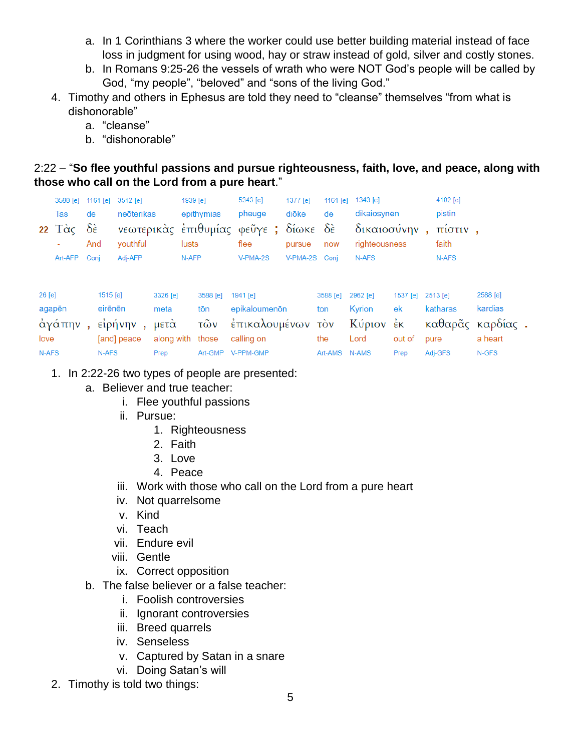a. In 1 Corinthians 3 where the worker could use better building material instead of face loss in judgment for using wood, hay or straw instead of gold, silver and costly stones.
   b. In Romans 9:25-26 the vessels of wrath who were NOT God's people will be called by God, "my people", "beloved" and "sons of the living God."
4. Timothy and others in Ephesus are told they need to "cleanse" themselves "from what is dishonorable"
   a. "cleanse"
   b. "dishonorable"

2:22 – "**So flee youthful passions and pursue righteousness, faith, love, and peace, along with those who call on the Lord from a pure heart**."

| | 3588 [e] | 1161 [e] | 3512 [e] | 1939 [e] | 5343 [e] | | 1377 [e] | 1161 [e] | 1343 [e] | | 4102 [e] | |
|---|---|---|---|---|---|---|---|---|---|---|---|---|
| | Tas | de | neōterikas | epithymias | pheuge | | diōke | de | dikaiosynēn | | pistin | |
| 22 | Τὰς | δὲ | νεωτερικὰς | ἐπιθυμίας | φεῦγε | ; | δίωκε | δὲ | δικαιοσύνην | , | πίστιν | , |
| | - | And | youthful | lusts | flee | | pursue | now | righteousness | | faith | |
| | Art-AFP | Conj | Adj-AFP | N-AFP | V-PMA-2S | | V-PMA-2S | Conj | N-AFS | | N-AFS | |

| 26 [e] | | 1515 [e] | | 3326 [e] | 3588 [e] | 1941 [e] | 3588 [e] | 2962 [e] | 1537 [e] | 2513 [e] | 2588 [e] | |
|---|---|---|---|---|---|---|---|---|---|---|---|---|
| agapēn | | eirēnēn | | meta | tōn | epikaloumenōn | ton | Kyrion | ek | katharas | kardias | |
| ἀγάπην | , | εἰρήνην | , | μετὰ | τῶν | ἐπικαλουμένων | τὸν | Κύριον | ἐκ | καθαρᾶς | καρδίας | . |
| love | | [and] peace | | along with | those | calling on | the | Lord | out of | pure | a heart | |
| N-AFS | | N-AFS | | Prep | Art-GMP | V-PPM-GMP | Art-AMS | N-AMS | Prep | Adj-GFS | N-GFS | |

1. In 2:22-26 two types of people are presented:
   a. Believer and true teacher:
      i. Flee youthful passions
      ii. Pursue:
         1. Righteousness
         2. Faith
         3. Love
         4. Peace
      iii. Work with those who call on the Lord from a pure heart
      iv. Not quarrelsome
      v. Kind
      vi. Teach
      vii. Endure evil
      viii. Gentle
      ix. Correct opposition
   b. The false believer or a false teacher:
      i. Foolish controversies
      ii. Ignorant controversies
      iii. Breed quarrels
      iv. Senseless
      v. Captured by Satan in a snare
      vi. Doing Satan's will
2. Timothy is told two things: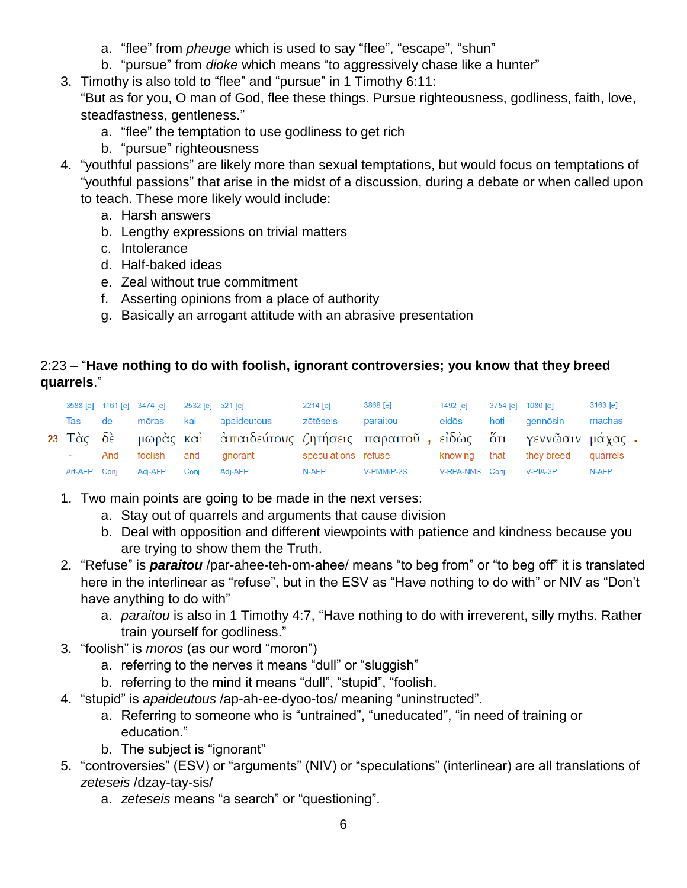a. "flee" from *pheuge* which is used to say "flee", "escape", "shun"
   b. "pursue" from *dioke* which means "to aggressively chase like a hunter"
3. Timothy is also told to "flee" and "pursue" in 1 Timothy 6:11:
   "But as for you, O man of God, flee these things. Pursue righteousness, godliness, faith, love, steadfastness, gentleness."
   a. "flee" the temptation to use godliness to get rich
   b. "pursue" righteousness
4. "youthful passions" are likely more than sexual temptations, but would focus on temptations of "youthful passions" that arise in the midst of a discussion, during a debate or when called upon to teach. These more likely would include:
   a. Harsh answers
   b. Lengthy expressions on trivial matters
   c. Intolerance
   d. Half-baked ideas
   e. Zeal without true commitment
   f. Asserting opinions from a place of authority
   g. Basically an arrogant attitude with an abrasive presentation

2:23 – "**Have nothing to do with foolish, ignorant controversies; you know that they breed quarrels**."

| | 3588 [e] | 1161 [e] | 3474 [e] | 2532 [e] | 521 [e] | 2214 [e] | 3868 [e] | | 1492 [e] | 3754 [e] | 1080 [e] | 3163 [e] | |
|---|---|---|---|---|---|---|---|---|---|---|---|---|---|
| | Tas | de | mōras | kai | apaideutous | zētēseis | paraitou | | eidōs | hoti | gennōsin | machas | |
| 23 | Τὰς | δὲ | μωρὰς | καὶ | ἀπαιδεύτους | ζητήσεις | παραιτοῦ | , | εἰδὼς | ὅτι | γεννῶσιν | μάχας | . |
| | - | And | foolish | and | ignorant | speculations | refuse | | knowing | that | they breed | quarrels | |
| | Art-AFP | Conj | Adj-AFP | Conj | Adj-AFP | N-AFP | V-PMM/P-2S | | V-RPA-NMS | Conj | V-PIA-3P | N-AFP | |

1. Two main points are going to be made in the next verses:
   a. Stay out of quarrels and arguments that cause division
   b. Deal with opposition and different viewpoints with patience and kindness because you are trying to show them the Truth.
2. "Refuse" is ***paraitou*** /par-ahee-teh-om-ahee/ means "to beg from" or "to beg off" it is translated here in the interlinear as "refuse", but in the ESV as "Have nothing to do with" or NIV as "Don't have anything to do with"
   a. *paraitou* is also in 1 Timothy 4:7, "<u>Have nothing to do with</u> irreverent, silly myths. Rather train yourself for godliness."
3. "foolish" is *moros* (as our word "moron")
   a. referring to the nerves it means "dull" or "sluggish"
   b. referring to the mind it means "dull", "stupid", "foolish.
4. "stupid" is *apaideutous* /ap-ah-ee-dyoo-tos/ meaning "uninstructed".
   a. Referring to someone who is "untrained", "uneducated", "in need of training or education."
   b. The subject is "ignorant"
5. "controversies" (ESV) or "arguments" (NIV) or "speculations" (interlinear) are all translations of *zeteseis* /dzay-tay-sis/
   a. *zeteseis* means "a search" or "questioning".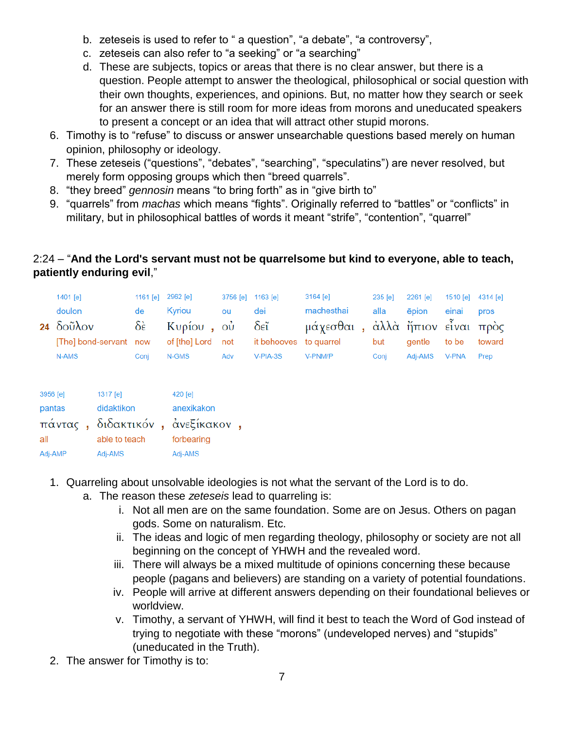b. zeteseis is used to refer to " a question", "a debate", "a controversy",
   c. zeteseis can also refer to "a seeking" or "a searching"
   d. These are subjects, topics or areas that there is no clear answer, but there is a question. People attempt to answer the theological, philosophical or social question with their own thoughts, experiences, and opinions. But, no matter how they search or seek for an answer there is still room for more ideas from morons and uneducated speakers to present a concept or an idea that will attract other stupid morons.
6. Timothy is to "refuse" to discuss or answer unsearchable questions based merely on human opinion, philosophy or ideology.
7. These zeteseis ("questions", "debates", "searching", "speculatins") are never resolved, but merely form opposing groups which then "breed quarrels".
8. "they breed" *gennosin* means "to bring forth" as in "give birth to"
9. "quarrels" from *machas* which means "fights". Originally referred to "battles" or "conflicts" in military, but in philosophical battles of words it meant "strife", "contention", "quarrel"

2:24 – "**And the Lord's servant must not be quarrelsome but kind to everyone, able to teach, patiently enduring evil**,"

| | 1401 [e] | 1161 [e] | 2962 [e] | 3756 [e] | 1163 [e] | 3164 [e] | 235 [e] | 2261 [e] | 1510 [e] | 4314 [e] |
|---|---|---|---|---|---|---|---|---|---|---|
| | doulon | de | Kyriou | ou | dei | machesthai | alla | ēpion | einai | pros |
| 24 | δοῦλον | δὲ | Κυρίου , | οὐ | δεῖ | μάχεσθαι , | ἀλλὰ | ἤπιον | εἶναι | πρὸς |
| | [The] bond-servant | now | of [the] Lord | not | it behooves | to quarrel | but | gentle | to be | toward |
| | N-AMS | Conj | N-GMS | Adv | V-PIA-3S | V-PNM/P | Conj | Adj-AMS | V-PNA | Prep |

| 3956 [e] | 1317 [e] | 420 [e] |
|---|---|---|
| pantas | didaktikon | anexikakon |
| πάντας , | διδακτικόν , | ἀνεξίκακον , |
| all | able to teach | forbearing |
| Adj-AMP | Adj-AMS | Adj-AMS |

1. Quarreling about unsolvable ideologies is not what the servant of the Lord is to do.
   a. The reason these *zeteseis* lead to quarreling is:
      i. Not all men are on the same foundation. Some are on Jesus. Others on pagan gods. Some on naturalism. Etc.
      ii. The ideas and logic of men regarding theology, philosophy or society are not all beginning on the concept of YHWH and the revealed word.
      iii. There will always be a mixed multitude of opinions concerning these because people (pagans and believers) are standing on a variety of potential foundations.
      iv. People will arrive at different answers depending on their foundational believes or worldview.
      v. Timothy, a servant of YHWH, will find it best to teach the Word of God instead of trying to negotiate with these "morons" (undeveloped nerves) and "stupids" (uneducated in the Truth).
2. The answer for Timothy is to: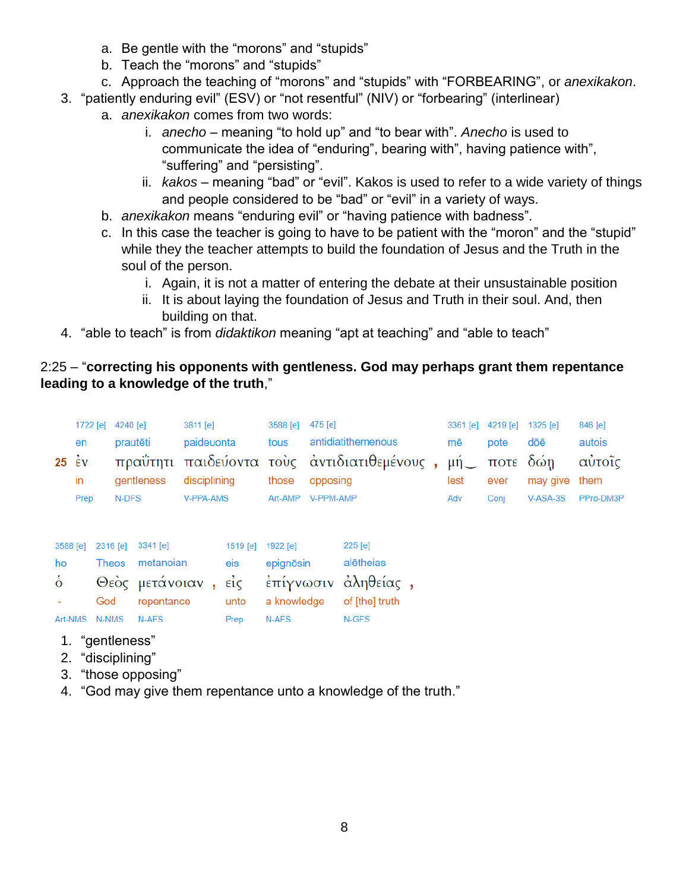a. Be gentle with the "morons" and "stupids"
   b. Teach the "morons" and "stupids"
   c. Approach the teaching of "morons" and "stupids" with "FORBEARING", or *anexikakon*.
3. "patiently enduring evil" (ESV) or "not resentful" (NIV) or "forbearing" (interlinear)
   a. *anexikakon* comes from two words:
      i. *anecho* – meaning "to hold up" and "to bear with". *Anecho* is used to communicate the idea of "enduring", bearing with", having patience with", "suffering" and "persisting".
      ii. *kakos* – meaning "bad" or "evil". Kakos is used to refer to a wide variety of things and people considered to be "bad" or "evil" in a variety of ways.
   b. *anexikakon* means "enduring evil" or "having patience with badness".
   c. In this case the teacher is going to have to be patient with the "moron" and the "stupid" while they the teacher attempts to build the foundation of Jesus and the Truth in the soul of the person.
      i. Again, it is not a matter of entering the debate at their unsustainable position
      ii. It is about laying the foundation of Jesus and Truth in their soul. And, then building on that.
4. "able to teach" is from *didaktikon* meaning "apt at teaching" and "able to teach"

2:25 – "**correcting his opponents with gentleness. God may perhaps grant them repentance leading to a knowledge of the truth**,"

| 25 | 1722 [e] | 4240 [e] | 3811 [e] | 3588 [e] | 475 [e] | 3361 [e] | 4219 [e] | 1325 [e] | 846 [e] |
|---|---|---|---|---|---|---|---|---|---|
| | en | prautēti | paideuonta | tous | antidiatithemenous | mē | pote | dōē | autois |
| | ἐν | πραΰτητι | παιδεύοντα | τοὺς | ἀντιδιατιθεμένους , | μή‿ | ποτε | δώῃ | αὐτοῖς |
| | in | gentleness | disciplining | those | opposing | lest | ever | may give | them |
| | Prep | N-DFS | V-PPA-AMS | Art-AMP | V-PPM-AMP | Adv | Conj | V-ASA-3S | PPro-DM3P |

| 3588 [e] | 2316 [e] | 3341 [e] | 1519 [e] | 1922 [e] | 225 [e] |
|---|---|---|---|---|---|
| ho | Theos | metanoian | eis | epignōsin | alētheias |
| ὁ | Θεὸς | μετάνοιαν , | εἰς | ἐπίγνωσιν | ἀληθείας , |
| - | God | repentance | unto | a knowledge | of [the] truth |
| Art-NMS | N-NMS | N-AFS | Prep | N-AFS | N-GFS |

1. "gentleness"
2. "disciplining"
3. "those opposing"
4. "God may give them repentance unto a knowledge of the truth."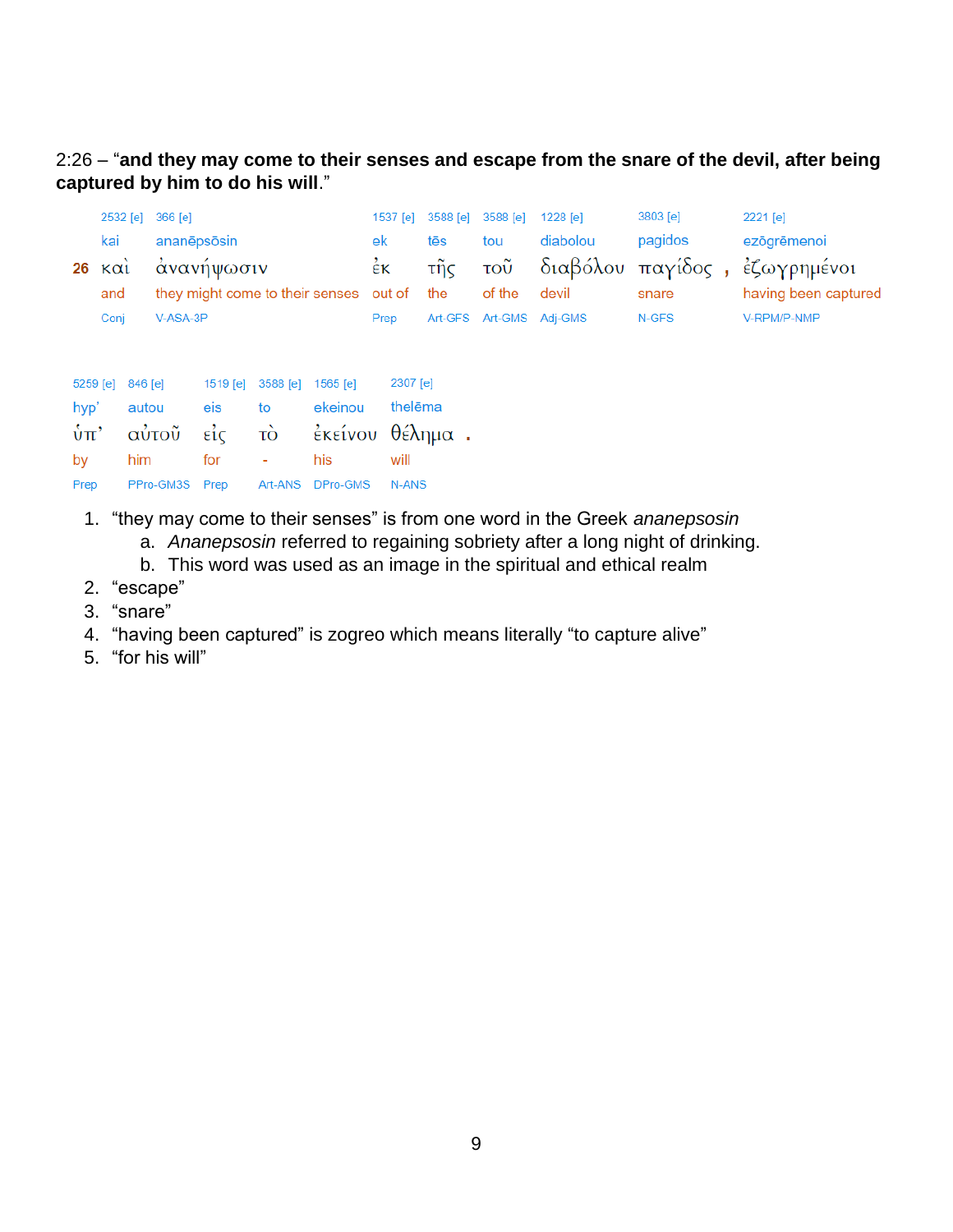2:26 – "**and they may come to their senses and escape from the snare of the devil, after being captured by him to do his will**."

| | | | | | | | | |
|---|---|---|---|---|---|---|---|---|
| | 2532 [e] | 366 [e] | 1537 [e] | 3588 [e] | 3588 [e] | 1228 [e] | 3803 [e] | 2221 [e] |
| | kai | ananēpsōsin | ek | tēs | tou | diabolou | pagidos | ezōgrēmenoi |
| **26** | καὶ | ἀνανήψωσιν | ἐκ | τῆς | τοῦ | διαβόλου | παγίδος , | ἐζωγρημένοι |
| | and | they might come to their senses | out of | the | of the | devil | snare | having been captured |
| | Conj | V-ASA-3P | Prep | Art-GFS | Art-GMS | Adj-GMS | N-GFS | V-RPM/P-NMP |

| | | | | | |
|---|---|---|---|---|---|
| 5259 [e] | 846 [e] | 1519 [e] | 3588 [e] | 1565 [e] | 2307 [e] |
| hyp' | autou | eis | to | ekeinou | thelēma |
| ὑπ' | αὐτοῦ | εἰς | τὸ | ἐκείνου | θέλημα . |
| by | him | for | - | his | will |
| Prep | PPro-GM3S | Prep | Art-ANS | DPro-GMS | N-ANS |

1. "they may come to their senses" is from one word in the Greek *ananepsosin*
   a. *Ananepsosin* referred to regaining sobriety after a long night of drinking.
   b. This word was used as an image in the spiritual and ethical realm
2. "escape"
3. "snare"
4. "having been captured" is zogreo which means literally "to capture alive"
5. "for his will"